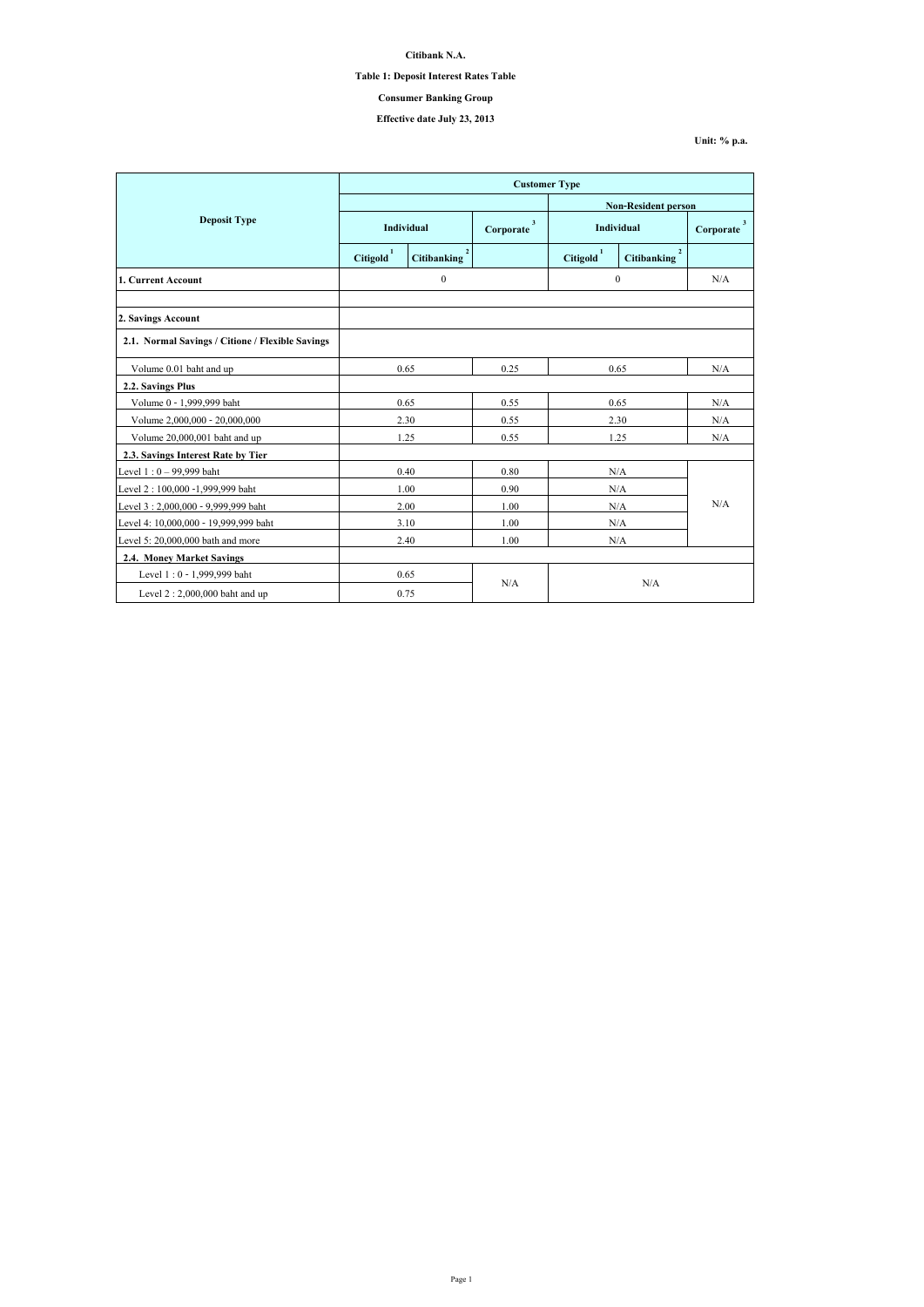**Citibank N.A.**

**Table 1: Deposit Interest Rates Table**

**Consumer Banking Group**

**Effective date July 23, 2013**

**Unit: % p.a.**

| Deposit Type | Customer Type | | | | | |
|---|---|---|---|---|---|---|
| | | | | Non-Resident person | | |
| | Individual | | Corporate [3] | Individual | | Corporate [3] |
| | Citigold [1] | Citibanking [2] | | Citigold [1] | Citibanking [2] | |
| **1. Current Account** | 0 | | | 0 | | N/A |
| | | | | | | |
| **2. Savings Account** | | | | | | |
| **2.1. Normal Savings / Citione / Flexible Savings** | | | | | | |
| Volume 0.01 baht and up | 0.65 | | 0.25 | 0.65 | | N/A |
| **2.2. Savings Plus** | | | | | | |
| Volume 0 - 1,999,999 baht | 0.65 | | 0.55 | 0.65 | | N/A |
| Volume 2,000,000 - 20,000,000 | 2.30 | | 0.55 | 2.30 | | N/A |
| Volume 20,000,001 baht and up | 1.25 | | 0.55 | 1.25 | | N/A |
| **2.3. Savings Interest Rate by Tier** | | | | | | |
| Level 1 : 0 – 99,999 baht | 0.40 | | 0.80 | N/A | | N/A |
| Level 2 : 100,000 -1,999,999 baht | 1.00 | | 0.90 | N/A | | |
| Level 3 : 2,000,000 - 9,999,999 baht | 2.00 | | 1.00 | N/A | | |
| Level 4: 10,000,000 - 19,999,999 baht | 3.10 | | 1.00 | N/A | | |
| Level 5: 20,000,000 bath and more | 2.40 | | 1.00 | N/A | | |
| **2.4. Money Market Savings** | | | | | | |
| Level 1 : 0 - 1,999,999 baht | 0.65 | | N/A | N/A | | |
| Level 2 : 2,000,000 baht and up | 0.75 | | | | | |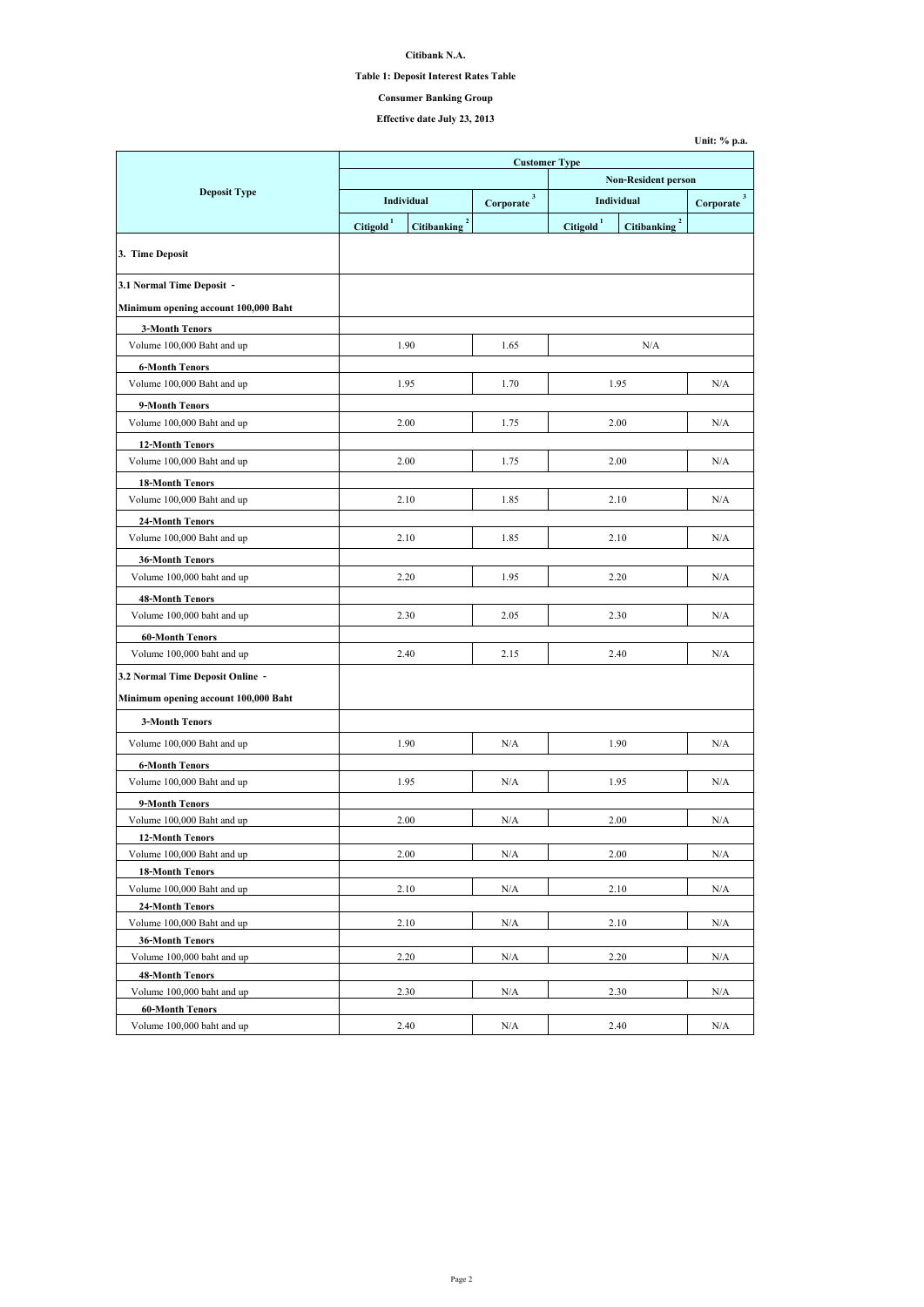**Citibank N.A.**

**Table 1: Deposit Interest Rates Table**

**Consumer Banking Group**

**Effective date July 23, 2013**

**Unit: % p.a.**

| Deposit Type | Customer Type | | | | | |
|---|---|---|---|---|---|---|
| | | | | Non-Resident person | | |
| | Individual | | Corporate [3] | Individual | | Corporate [3] |
| | Citigold [1] | Citibanking [2] | | Citigold [1] | Citibanking [2] | |
| **3. Time Deposit** | | | | | | |
| **3.1 Normal Time Deposit -** | | | | | | |
| **Minimum opening account 100,000 Baht** | | | | | | |
| **3-Month Tenors** | | | | | | |
| Volume 100,000 Baht and up | 1.90 | | 1.65 | N/A | | |
| **6-Month Tenors** | | | | | | |
| Volume 100,000 Baht and up | 1.95 | | 1.70 | 1.95 | | N/A |
| **9-Month Tenors** | | | | | | |
| Volume 100,000 Baht and up | 2.00 | | 1.75 | 2.00 | | N/A |
| **12-Month Tenors** | | | | | | |
| Volume 100,000 Baht and up | 2.00 | | 1.75 | 2.00 | | N/A |
| **18-Month Tenors** | | | | | | |
| Volume 100,000 Baht and up | 2.10 | | 1.85 | 2.10 | | N/A |
| **24-Month Tenors** | | | | | | |
| Volume 100,000 Baht and up | 2.10 | | 1.85 | 2.10 | | N/A |
| **36-Month Tenors** | | | | | | |
| Volume 100,000 baht and up | 2.20 | | 1.95 | 2.20 | | N/A |
| **48-Month Tenors** | | | | | | |
| Volume 100,000 baht and up | 2.30 | | 2.05 | 2.30 | | N/A |
| **60-Month Tenors** | | | | | | |
| Volume 100,000 baht and up | 2.40 | | 2.15 | 2.40 | | N/A |
| **3.2 Normal Time Deposit Online -** | | | | | | |
| **Minimum opening account 100,000 Baht** | | | | | | |
| **3-Month Tenors** | | | | | | |
| Volume 100,000 Baht and up | 1.90 | | N/A | 1.90 | | N/A |
| **6-Month Tenors** | | | | | | |
| Volume 100,000 Baht and up | 1.95 | | N/A | 1.95 | | N/A |
| **9-Month Tenors** | | | | | | |
| Volume 100,000 Baht and up | 2.00 | | N/A | 2.00 | | N/A |
| **12-Month Tenors** | | | | | | |
| Volume 100,000 Baht and up | 2.00 | | N/A | 2.00 | | N/A |
| **18-Month Tenors** | | | | | | |
| Volume 100,000 Baht and up | 2.10 | | N/A | 2.10 | | N/A |
| **24-Month Tenors** | | | | | | |
| Volume 100,000 Baht and up | 2.10 | | N/A | 2.10 | | N/A |
| **36-Month Tenors** | | | | | | |
| Volume 100,000 baht and up | 2.20 | | N/A | 2.20 | | N/A |
| **48-Month Tenors** | | | | | | |
| Volume 100,000 baht and up | 2.30 | | N/A | 2.30 | | N/A |
| **60-Month Tenors** | | | | | | |
| Volume 100,000 baht and up | 2.40 | | N/A | 2.40 | | N/A |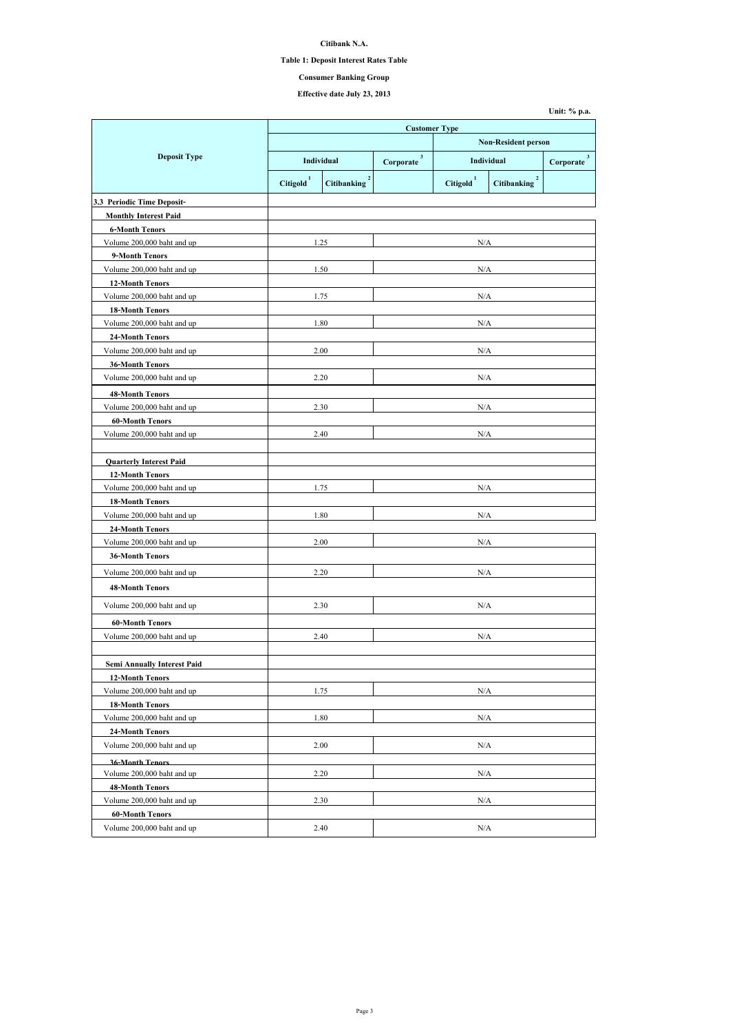**Citibank N.A.**

**Table 1: Deposit Interest Rates Table**

**Consumer Banking Group**

**Effective date July 23, 2013**

**Unit: % p.a.**

| Deposit Type | Customer Type | | | | | |
|---|---|---|---|---|---|---|
| | | | | Non-Resident person | | |
| | Individual | | Corporate [3] | Individual | | Corporate [3] |
| | Citigold [1] | Citibanking [2] | | Citigold [1] | Citibanking [2] | |
| **3.3 Periodic Time Deposit-** | | | | | | |
| **Monthly Interest Paid** | | | | | | |
| **6-Month Tenors** | | | | | | |
| Volume 200,000 baht and up | 1.25 | | N/A | | | |
| **9-Month Tenors** | | | | | | |
| Volume 200,000 baht and up | 1.50 | | N/A | | | |
| **12-Month Tenors** | | | | | | |
| Volume 200,000 baht and up | 1.75 | | N/A | | | |
| **18-Month Tenors** | | | | | | |
| Volume 200,000 baht and up | 1.80 | | N/A | | | |
| **24-Month Tenors** | | | | | | |
| Volume 200,000 baht and up | 2.00 | | N/A | | | |
| **36-Month Tenors** | | | | | | |
| Volume 200,000 baht and up | 2.20 | | N/A | | | |
| **48-Month Tenors** | | | | | | |
| Volume 200,000 baht and up | 2.30 | | N/A | | | |
| **60-Month Tenors** | | | | | | |
| Volume 200,000 baht and up | 2.40 | | N/A | | | |
| | | | | | | |
| **Quarterly Interest Paid** | | | | | | |
| **12-Month Tenors** | | | | | | |
| Volume 200,000 baht and up | 1.75 | | N/A | | | |
| **18-Month Tenors** | | | | | | |
| Volume 200,000 baht and up | 1.80 | | N/A | | | |
| **24-Month Tenors** | | | | | | |
| Volume 200,000 baht and up | 2.00 | | N/A | | | |
| **36-Month Tenors** | | | | | | |
| Volume 200,000 baht and up | 2.20 | | N/A | | | |
| **48-Month Tenors** | | | | | | |
| Volume 200,000 baht and up | 2.30 | | N/A | | | |
| **60-Month Tenors** | | | | | | |
| Volume 200,000 baht and up | 2.40 | | N/A | | | |
| | | | | | | |
| **Semi Annually Interest Paid** | | | | | | |
| **12-Month Tenors** | | | | | | |
| Volume 200,000 baht and up | 1.75 | | N/A | | | |
| **18-Month Tenors** | | | | | | |
| Volume 200,000 baht and up | 1.80 | | N/A | | | |
| **24-Month Tenors** | | | | | | |
| Volume 200,000 baht and up | 2.00 | | N/A | | | |
| **36-Month Tenors** | | | | | | |
| Volume 200,000 baht and up | 2.20 | | N/A | | | |
| **48-Month Tenors** | | | | | | |
| Volume 200,000 baht and up | 2.30 | | N/A | | | |
| **60-Month Tenors** | | | | | | |
| Volume 200,000 baht and up | 2.40 | | N/A | | | |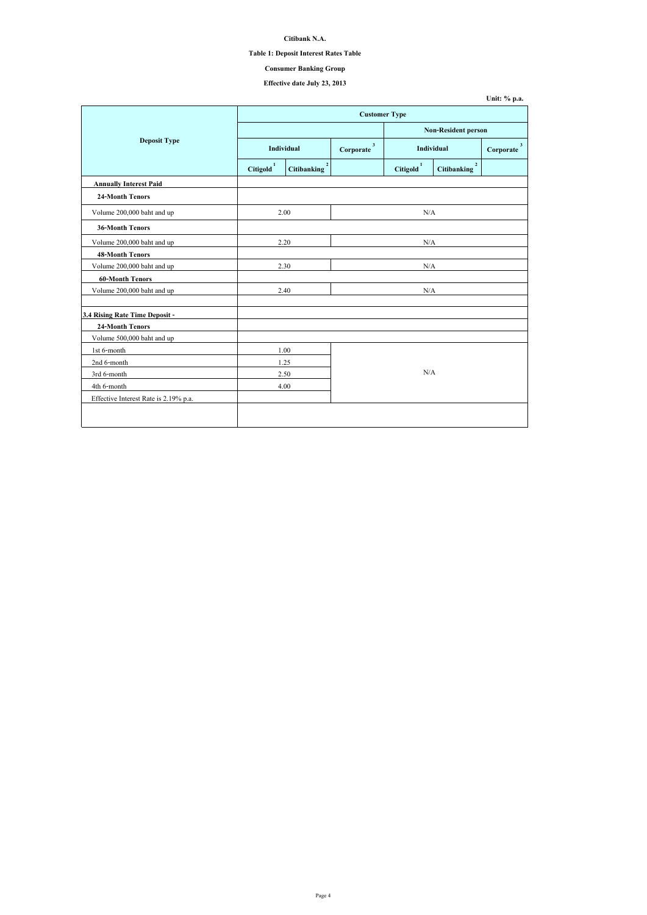**Citibank N.A.**

**Table 1: Deposit Interest Rates Table**

**Consumer Banking Group**

**Effective date July 23, 2013**

**Unit: % p.a.**

| Deposit Type | Customer Type | | | | | |
|---|---|---|---|---|---|---|
| | | | | Non-Resident person | | |
| | Individual | | Corporate [3] | Individual | | Corporate [3] |
| | Citigold [1] | Citibanking [2] | | Citigold [1] | Citibanking [2] | |
| **Annually Interest Paid** | | | | | | |
| **24-Month Tenors** | | | | | | |
| Volume 200,000 baht and up | 2.00 | | N/A | | | |
| **36-Month Tenors** | | | | | | |
| Volume 200,000 baht and up | 2.20 | | N/A | | | |
| **48-Month Tenors** | | | | | | |
| Volume 200,000 baht and up | 2.30 | | N/A | | | |
| **60-Month Tenors** | | | | | | |
| Volume 200,000 baht and up | 2.40 | | N/A | | | |
| | | | | | | |
| **3.4 Rising Rate Time Deposit -** | | | | | | |
| **24-Month Tenors** | | | | | | |
| Volume 500,000 baht and up | | | | | | |
| 1st 6-month | 1.00 | | N/A | | | |
| 2nd 6-month | 1.25 | | | | | |
| 3rd 6-month | 2.50 | | | | | |
| 4th 6-month | 4.00 | | | | | |
| Effective Interest Rate is 2.19% p.a. | | | | | | |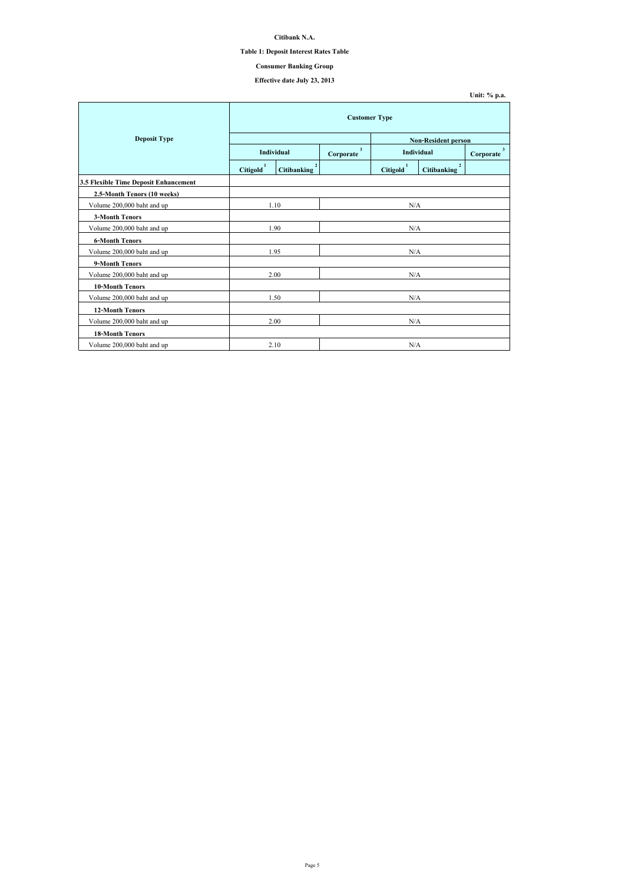**Citibank N.A.**

**Table 1: Deposit Interest Rates Table**

**Consumer Banking Group**

**Effective date July 23, 2013**

**Unit: % p.a.**

| Deposit Type | Customer Type | | | | | |
|---|---|---|---|---|---|---|
| | | | | Non-Resident person | | |
| | Individual | | Corporate [3] | Individual | | Corporate [3] |
| | Citigold [1] | Citibanking [2] | | Citigold [1] | Citibanking [2] | |
| **3.5 Flexible Time Deposit Enhancement** | | | | | | |
| **2.5-Month Tenors (10 weeks)** | | | | | | |
| Volume 200,000 baht and up | 1.10 | | N/A | | | |
| **3-Month Tenors** | | | | | | |
| Volume 200,000 baht and up | 1.90 | | N/A | | | |
| **6-Month Tenors** | | | | | | |
| Volume 200,000 baht and up | 1.95 | | N/A | | | |
| **9-Month Tenors** | | | | | | |
| Volume 200,000 baht and up | 2.00 | | N/A | | | |
| **10-Month Tenors** | | | | | | |
| Volume 200,000 baht and up | 1.50 | | N/A | | | |
| **12-Month Tenors** | | | | | | |
| Volume 200,000 baht and up | 2.00 | | N/A | | | |
| **18-Month Tenors** | | | | | | |
| Volume 200,000 baht and up | 2.10 | | N/A | | | |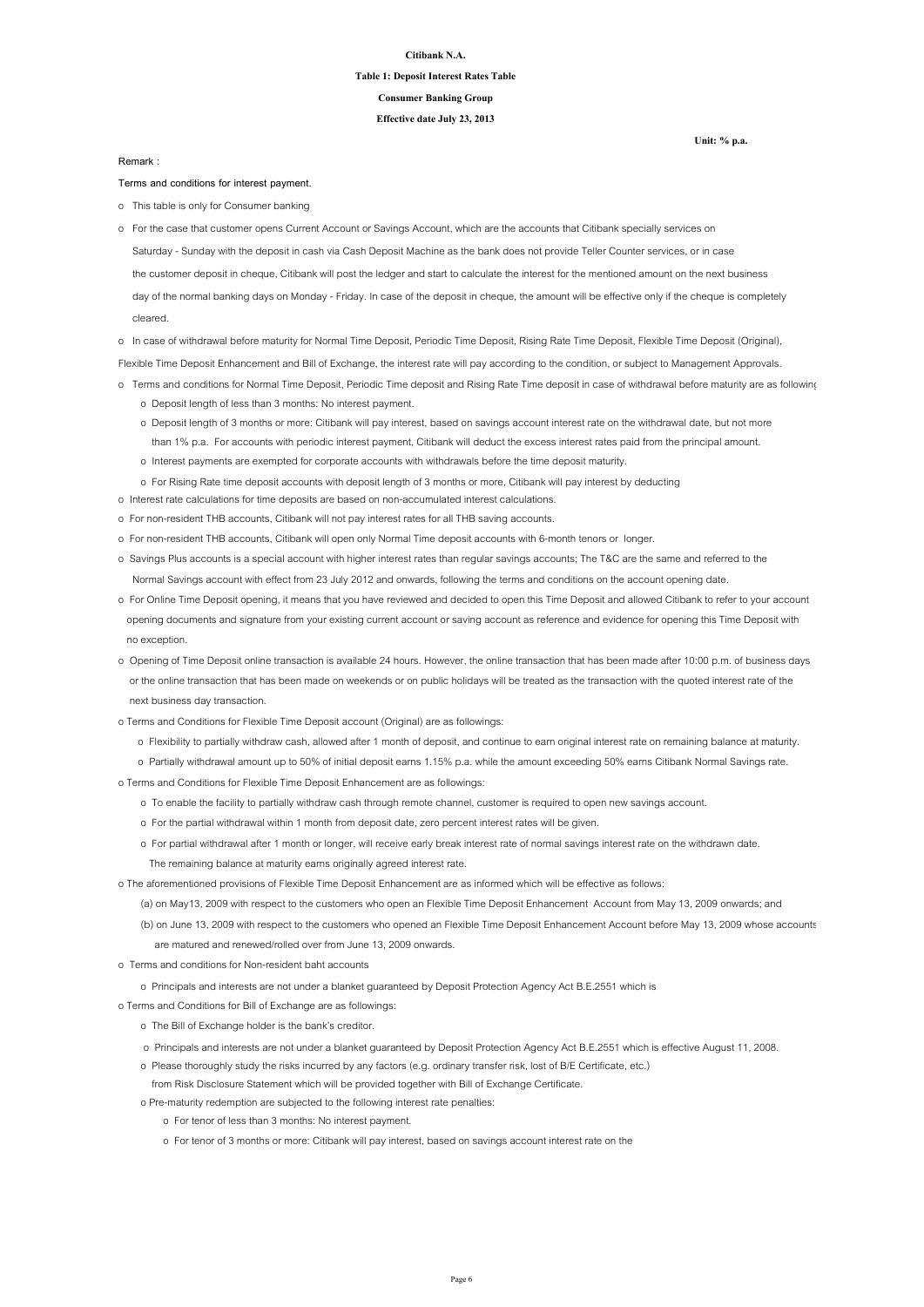**Citibank N.A.**

**Table 1: Deposit Interest Rates Table**

**Consumer Banking Group**

**Effective date July 23, 2013**

**Unit: % p.a.**

Remark :

Terms and conditions for interest payment.

- o This table is only for Consumer banking
- o For the case that customer opens Current Account or Savings Account, which are the accounts that Citibank specially services on Saturday - Sunday with the deposit in cash via Cash Deposit Machine as the bank does not provide Teller Counter services, or in case the customer deposit in cheque, Citibank will post the ledger and start to calculate the interest for the mentioned amount on the next business day of the normal banking days on Monday - Friday. In case of the deposit in cheque, the amount will be effective only if the cheque is completely cleared.
- o In case of withdrawal before maturity for Normal Time Deposit, Periodic Time Deposit, Rising Rate Time Deposit, Flexible Time Deposit (Original), Flexible Time Deposit Enhancement and Bill of Exchange, the interest rate will pay according to the condition, or subject to Management Approvals.
- o Terms and conditions for Normal Time Deposit, Periodic Time deposit and Rising Rate Time deposit in case of withdrawal before maturity are as following
  - o Deposit length of less than 3 months: No interest payment.
  - o Deposit length of 3 months or more: Citibank will pay interest, based on savings account interest rate on the withdrawal date, but not more than 1% p.a. For accounts with periodic interest payment, Citibank will deduct the excess interest rates paid from the principal amount.
  - o Interest payments are exempted for corporate accounts with withdrawals before the time deposit maturity.
  - o For Rising Rate time deposit accounts with deposit length of 3 months or more, Citibank will pay interest by deducting
- o Interest rate calculations for time deposits are based on non-accumulated interest calculations.
- o For non-resident THB accounts, Citibank will not pay interest rates for all THB saving accounts.
- o For non-resident THB accounts, Citibank will open only Normal Time deposit accounts with 6-month tenors or longer.
- o Savings Plus accounts is a special account with higher interest rates than regular savings accounts; The T&C are the same and referred to the Normal Savings account with effect from 23 July 2012 and onwards, following the terms and conditions on the account opening date.
- o For Online Time Deposit opening, it means that you have reviewed and decided to open this Time Deposit and allowed Citibank to refer to your account opening documents and signature from your existing current account or saving account as reference and evidence for opening this Time Deposit with no exception.
- o Opening of Time Deposit online transaction is available 24 hours. However, the online transaction that has been made after 10:00 p.m. of business days or the online transaction that has been made on weekends or on public holidays will be treated as the transaction with the quoted interest rate of the next business day transaction.
- o Terms and Conditions for Flexible Time Deposit account (Original) are as followings:
  - o Flexibility to partially withdraw cash, allowed after 1 month of deposit, and continue to earn original interest rate on remaining balance at maturity.
  - o Partially withdrawal amount up to 50% of initial deposit earns 1.15% p.a. while the amount exceeding 50% earns Citibank Normal Savings rate.
- o Terms and Conditions for Flexible Time Deposit Enhancement are as followings:
  - o To enable the facility to partially withdraw cash through remote channel, customer is required to open new savings account.
  - o For the partial withdrawal within 1 month from deposit date, zero percent interest rates will be given.
  - o For partial withdrawal after 1 month or longer, will receive early break interest rate of normal savings interest rate on the withdrawn date. The remaining balance at maturity earns originally agreed interest rate.
- o The aforementioned provisions of Flexible Time Deposit Enhancement are as informed which will be effective as follows:
  - (a) on May13, 2009 with respect to the customers who open an Flexible Time Deposit Enhancement Account from May 13, 2009 onwards; and
  - (b) on June 13, 2009 with respect to the customers who opened an Flexible Time Deposit Enhancement Account before May 13, 2009 whose accounts are matured and renewed/rolled over from June 13, 2009 onwards.
- o Terms and conditions for Non-resident baht accounts
  - o Principals and interests are not under a blanket guaranteed by Deposit Protection Agency Act B.E.2551 which is
- o Terms and Conditions for Bill of Exchange are as followings:
  - o The Bill of Exchange holder is the bank's creditor.
  - o Principals and interests are not under a blanket guaranteed by Deposit Protection Agency Act B.E.2551 which is effective August 11, 2008.
  - o Please thoroughly study the risks incurred by any factors (e.g. ordinary transfer risk, lost of B/E Certificate, etc.) from Risk Disclosure Statement which will be provided together with Bill of Exchange Certificate.
  - o Pre-maturity redemption are subjected to the following interest rate penalties:
    - o For tenor of less than 3 months: No interest payment.
    - o For tenor of 3 months or more: Citibank will pay interest, based on savings account interest rate on the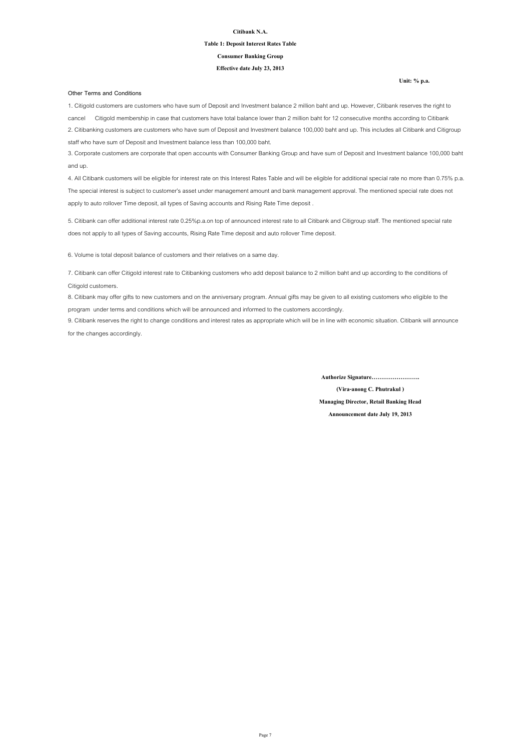**Citibank N.A.**

**Table 1: Deposit Interest Rates Table**

**Consumer Banking Group**

**Effective date July 23, 2013**

**Unit: % p.a.**

Other Terms and Conditions

1. Citigold customers are customers who have sum of Deposit and Investment balance 2 million baht and up. However, Citibank reserves the right to cancel Citigold membership in case that customers have total balance lower than 2 million baht for 12 consecutive months according to Citibank
2. Citibanking customers are customers who have sum of Deposit and Investment balance 100,000 baht and up. This includes all Citibank and Citigroup staff who have sum of Deposit and Investment balance less than 100,000 baht.
3. Corporate customers are corporate that open accounts with Consumer Banking Group and have sum of Deposit and Investment balance 100,000 baht and up.
4. All Citibank customers will be eligible for interest rate on this Interest Rates Table and will be eligible for additional special rate no more than 0.75% p.a. The special interest is subject to customer's asset under management amount and bank management approval. The mentioned special rate does not apply to auto rollover Time deposit, all types of Saving accounts and Rising Rate Time deposit .
5. Citibank can offer additional interest rate 0.25%p.a.on top of announced interest rate to all Citibank and Citigroup staff. The mentioned special rate does not apply to all types of Saving accounts, Rising Rate Time deposit and auto rollover Time deposit.
6. Volume is total deposit balance of customers and their relatives on a same day.
7. Citibank can offer Citigold interest rate to Citibanking customers who add deposit balance to 2 million baht and up according to the conditions of Citigold customers.
8. Citibank may offer gifts to new customers and on the anniversary program. Annual gifts may be given to all existing customers who eligible to the program under terms and conditions which will be announced and informed to the customers accordingly.
9. Citibank reserves the right to change conditions and interest rates as appropriate which will be in line with economic situation. Citibank will announce for the changes accordingly.

**Authorize Signature…………………….**

**(Vira-anong C. Phutrakul )**

**Managing Director, Retail Banking Head**

**Announcement date July 19, 2013**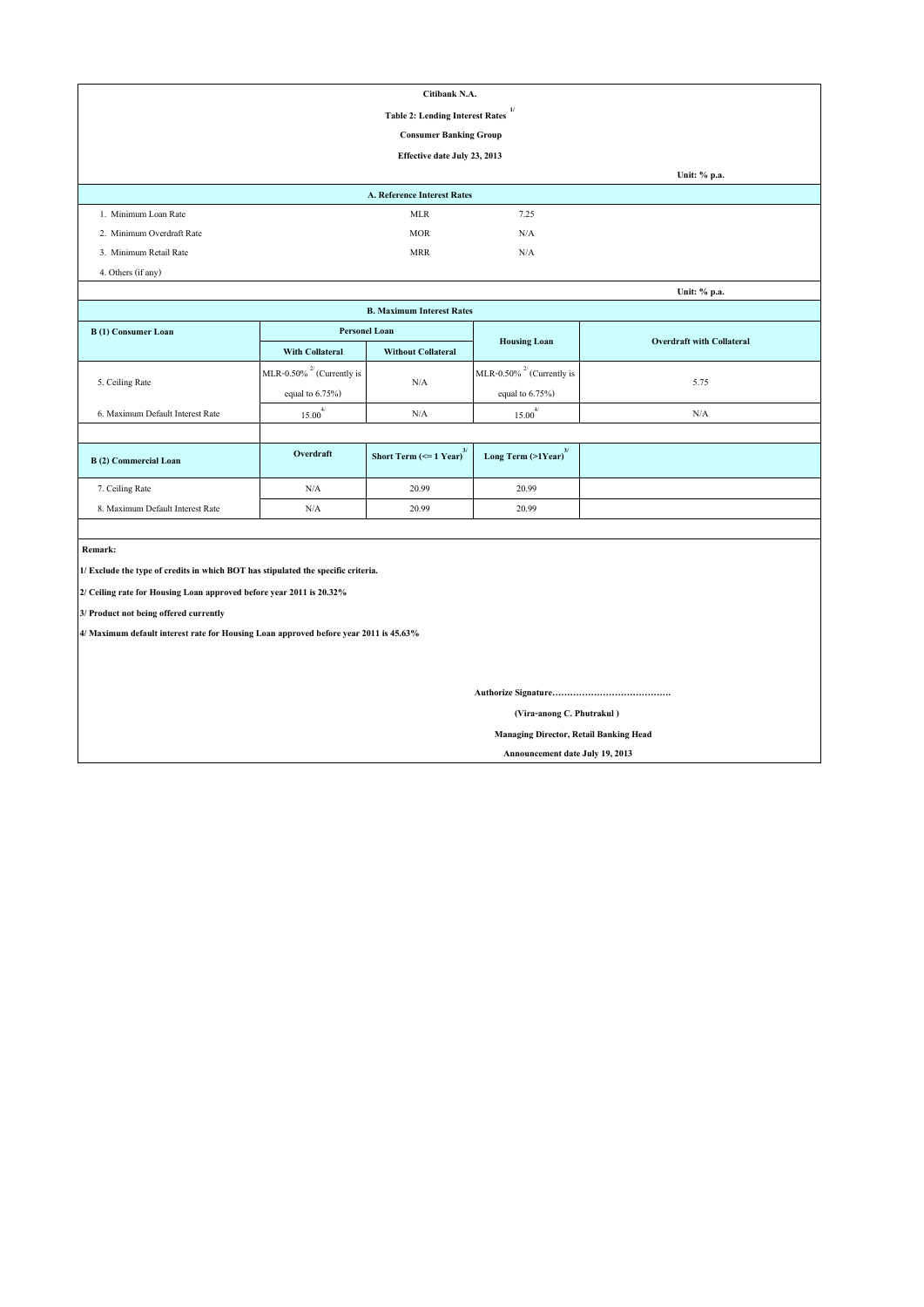**Citibank N.A.**

**Table 2: Lending Interest Rates [1/]**

**Consumer Banking Group**

**Effective date July 23, 2013**

**Unit: % p.a.**

| **A. Reference Interest Rates** | | |
|---|---|---|
| 1. Minimum Loan Rate | MLR | 7.25 |
| 2. Minimum Overdraft Rate | MOR | N/A |
| 3. Minimum Retail Rate | MRR | N/A |
| 4. Others (if any) | | |

**Unit: % p.a.**

**B. Maximum Interest Rates**

| **B (1) Consumer Loan** | **Personel Loan** | | **Housing Loan** | **Overdraft with Collateral** |
|---|---|---|---|---|
| | **With Collateral** | **Without Collateral** | | |
| 5. Ceiling Rate | MLR-0.50% [2/] (Currently is equal to 6.75%) | N/A | MLR-0.50% [2/] (Currently is equal to 6.75%) | 5.75 |
| 6. Maximum Default Interest Rate | 15.00 [4/] | N/A | 15.00 [4/] | N/A |

| **B (2) Commercial Loan** | **Overdraft** | **Short Term (<= 1 Year) [3/]** | **Long Term (>1Year) [3/]** | |
|---|---|---|---|---|
| 7. Ceiling Rate | N/A | 20.99 | 20.99 | |
| 8. Maximum Default Interest Rate | N/A | 20.99 | 20.99 | |

**Remark:**

**1/ Exclude the type of credits in which BOT has stipulated the specific criteria.**

**2/ Ceiling rate for Housing Loan approved before year 2011 is 20.32%**

**3/ Product not being offered currently**

**4/ Maximum default interest rate for Housing Loan approved before year 2011 is 45.63%**

**Authorize Signature………………………………….**

**(Vira-anong C. Phutrakul )**

**Managing Director, Retail Banking Head**

**Announcement date July 19, 2013**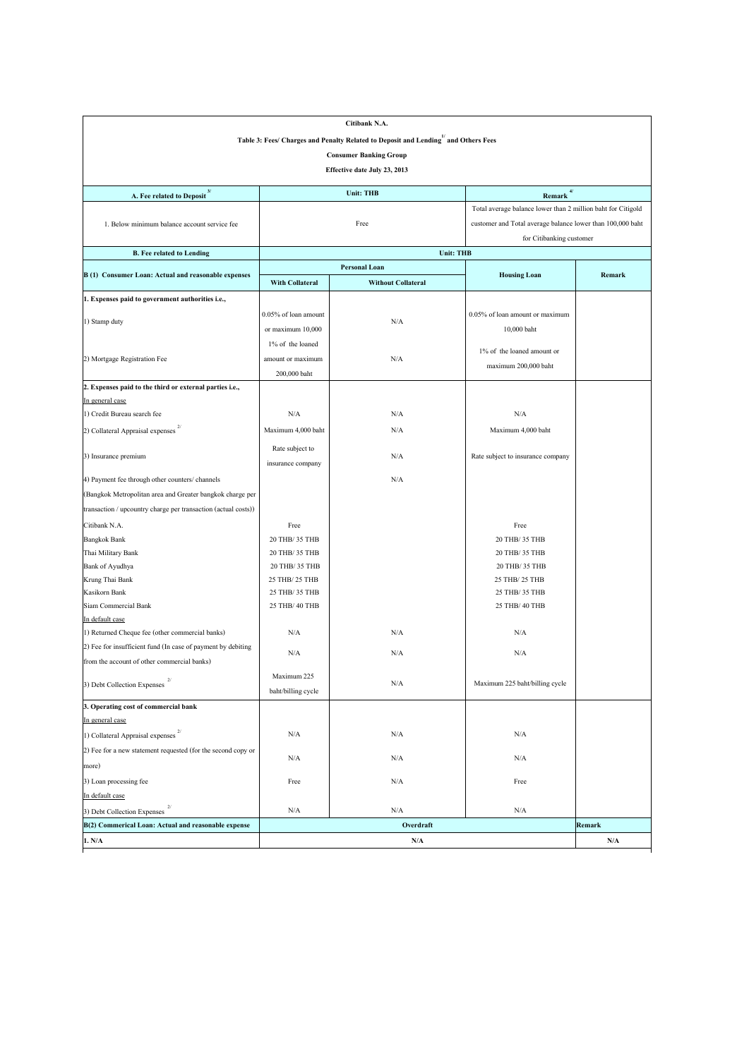**Citibank N.A.**

**Table 3: Fees/ Charges and Penalty Related to Deposit and Lending [1/] and Others Fees**

**Consumer Banking Group**

**Effective date July 23, 2013**

| A. Fee related to Deposit [3/] | Unit: THB | | Remark [4/] | |
|---|---|---|---|---|
| 1. Below minimum balance account service fee | Free | | Total average balance lower than 2 million baht for Citigold customer and Total average balance lower than 100,000 baht for Citibanking customer | |
| **B. Fee related to Lending** | **Unit: THB** | | | |
| **B (1) Consumer Loan: Actual and reasonable expenses** | **Personal Loan** | | **Housing Loan** | **Remark** |
| | **With Collateral** | **Without Collateral** | | |
| **1. Expenses paid to government authorities i.e.,** | | | | |
| 1) Stamp duty | 0.05% of loan amount or maximum 10,000 | N/A | 0.05% of loan amount or maximum 10,000 baht | |
| 2) Mortgage Registration Fee | 1% of the loaned amount or maximum 200,000 baht | N/A | 1% of the loaned amount or maximum 200,000 baht | |
| **2. Expenses paid to the third or external parties i.e.,** | | | | |
| In general case | | | | |
| 1) Credit Bureau search fee | N/A | N/A | N/A | |
| 2) Collateral Appraisal expenses [2/] | Maximum 4,000 baht | N/A | Maximum 4,000 baht | |
| 3) Insurance premium | Rate subject to insurance company | N/A | Rate subject to insurance company | |
| 4) Payment fee through other counters/ channels (Bangkok Metropolitan area and Greater bangkok charge per transaction / upcountry charge per transaction (actual costs)) | | N/A | | |
| Citibank N.A. | Free | | Free | |
| Bangkok Bank | 20 THB/ 35 THB | | 20 THB/ 35 THB | |
| Thai Military Bank | 20 THB/ 35 THB | | 20 THB/ 35 THB | |
| Bank of Ayudhya | 20 THB/ 35 THB | | 20 THB/ 35 THB | |
| Krung Thai Bank | 25 THB/ 25 THB | | 25 THB/ 25 THB | |
| Kasikorn Bank | 25 THB/ 35 THB | | 25 THB/ 35 THB | |
| Siam Commercial Bank | 25 THB/ 40 THB | | 25 THB/ 40 THB | |
| In default case | | | | |
| 1) Returned Cheque fee (other commercial banks) | N/A | N/A | N/A | |
| 2) Fee for insufficient fund (In case of payment by debiting from the account of other commercial banks) | N/A | N/A | N/A | |
| 3) Debt Collection Expenses [2/] | Maximum 225 baht/billing cycle | N/A | Maximum 225 baht/billing cycle | |
| **3. Operating cost of commercial bank** | | | | |
| In general case | | | | |
| 1) Collateral Appraisal expenses [2/] | N/A | N/A | N/A | |
| 2) Fee for a new statement requested (for the second copy or more) | N/A | N/A | N/A | |
| 3) Loan processing fee | Free | N/A | Free | |
| In default case | | | | |
| 3) Debt Collection Expenses [2/] | N/A | N/A | N/A | |
| **B(2) Commerical Loan: Actual and reasonable expense** | **Overdraft** | | | **Remark** |
| **1. N/A** | **N/A** | | | **N/A** |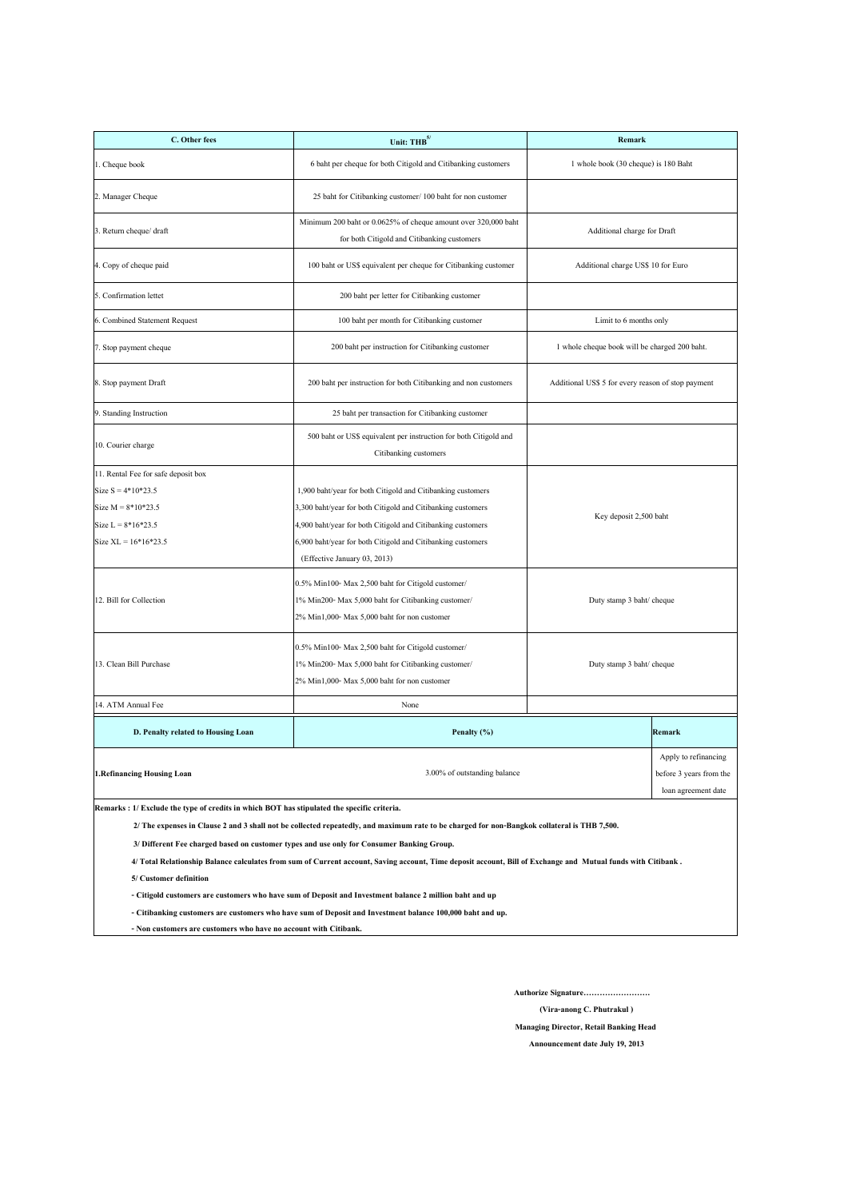| C. Other fees | Unit: THB[5/] | Remark |
|---|---|---|
| 1. Cheque book | 6 baht per cheque for both Citigold and Citibanking customers | 1 whole book (30 cheque) is 180 Baht |
| 2. Manager Cheque | 25 baht for Citibanking customer/ 100 baht for non customer | |
| 3. Return cheque/ draft | Minimum 200 baht or 0.0625% of cheque amount over 320,000 baht for both Citigold and Citibanking customers | Additional charge for Draft |
| 4. Copy of cheque paid | 100 baht or US$ equivalent per cheque for Citibanking customer | Additional charge US$ 10 for Euro |
| 5. Confirmation lettet | 200 baht per letter for Citibanking customer | |
| 6. Combined Statement Request | 100 baht per month for Citibanking customer | Limit to 6 months only |
| 7. Stop payment cheque | 200 baht per instruction for Citibanking customer | 1 whole cheque book will be charged 200 baht. |
| 8. Stop payment Draft | 200 baht per instruction for both Citibanking and non customers | Additional US$ 5 for every reason of stop payment |
| 9. Standing Instruction | 25 baht per transaction for Citibanking customer | |
| 10. Courier charge | 500 baht or US$ equivalent per instruction for both Citigold and Citibanking customers | |
| 11. Rental Fee for safe deposit box<br>Size S = 4*10*23.5<br>Size M = 8*10*23.5<br>Size L = 8*16*23.5<br>Size XL = 16*16*23.5 | <br>1,900 baht/year for both Citigold and Citibanking customers<br>3,300 baht/year for both Citigold and Citibanking customers<br>4,900 baht/year for both Citigold and Citibanking customers<br>6,900 baht/year for both Citigold and Citibanking customers<br>(Effective January 03, 2013) | Key deposit 2,500 baht |
| 12. Bill for Collection | 0.5% Min100- Max 2,500 baht for Citigold customer/<br>1% Min200- Max 5,000 baht for Citibanking customer/<br>2% Min1,000- Max 5,000 baht for non customer | Duty stamp 3 baht/ cheque |
| 13. Clean Bill Purchase | 0.5% Min100- Max 2,500 baht for Citigold customer/<br>1% Min200- Max 5,000 baht for Citibanking customer/<br>2% Min1,000- Max 5,000 baht for non customer | Duty stamp 3 baht/ cheque |
| 14. ATM Annual Fee | None | |

| D. Penalty related to Housing Loan | Penalty (%) | Remark |
|---|---|---|
| **1.Refinancing Housing Loan** | 3.00% of outstanding balance | Apply to refinancing before 3 years from the loan agreement date |

**Remarks : 1/ Exclude the type of credits in which BOT has stipulated the specific criteria.**

**2/ The expenses in Clause 2 and 3 shall not be collected repeatedly, and maximum rate to be charged for non-Bangkok collateral is THB 7,500.**

**3/ Different Fee charged based on customer types and use only for Consumer Banking Group.**

**4/ Total Relationship Balance calculates from sum of Current account, Saving account, Time deposit account, Bill of Exchange and Mutual funds with Citibank .**

**5/ Customer definition**

**- Citigold customers are customers who have sum of Deposit and Investment balance 2 million baht and up**

**- Citibanking customers are customers who have sum of Deposit and Investment balance 100,000 baht and up.**

**- Non customers are customers who have no account with Citibank.**

**Authorize Signature……………………**

**(Vira-anong C. Phutrakul )**

**Managing Director, Retail Banking Head**

**Announcement date July 19, 2013**